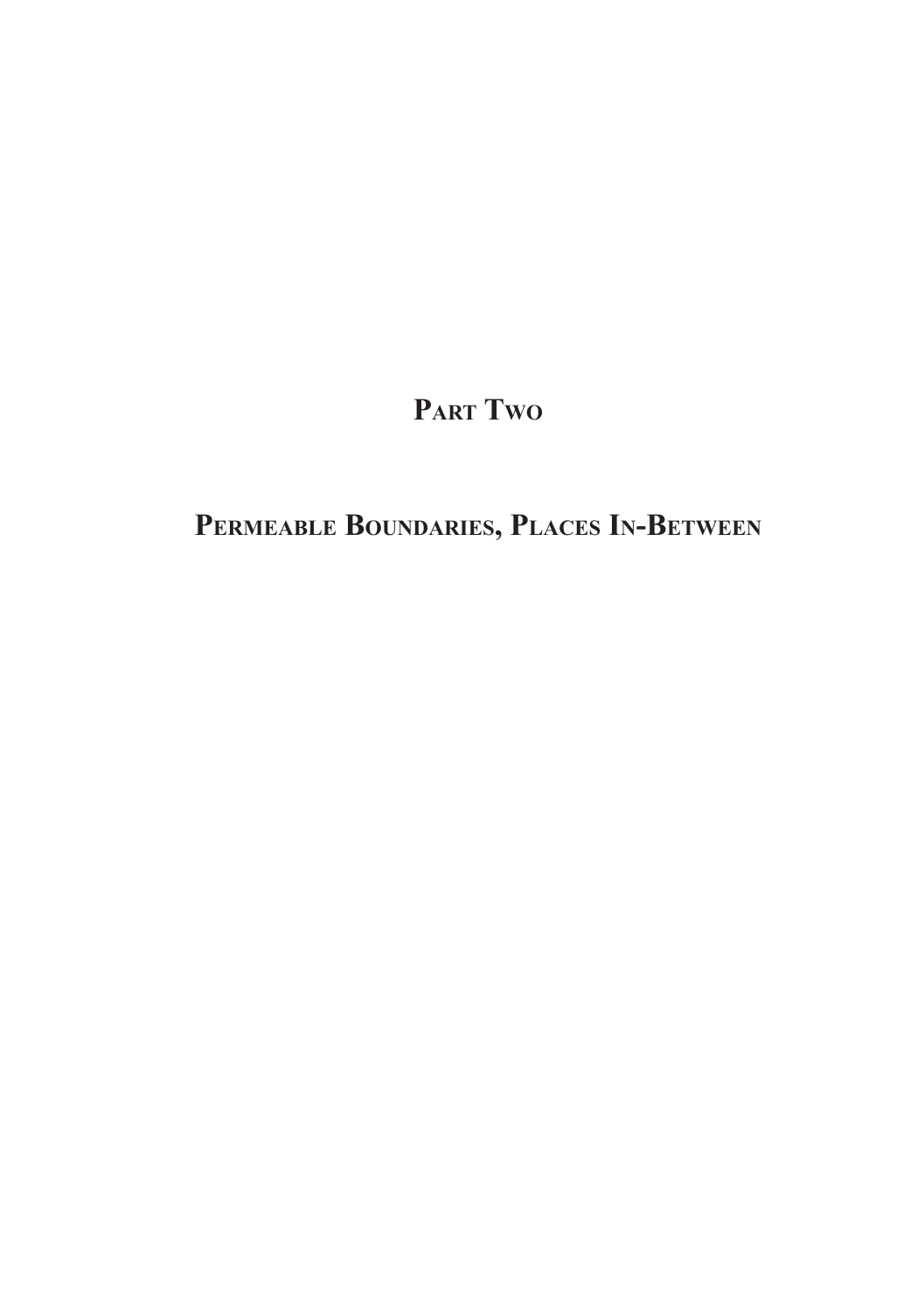# Part Two

# Permeable Boundaries, Places In-Between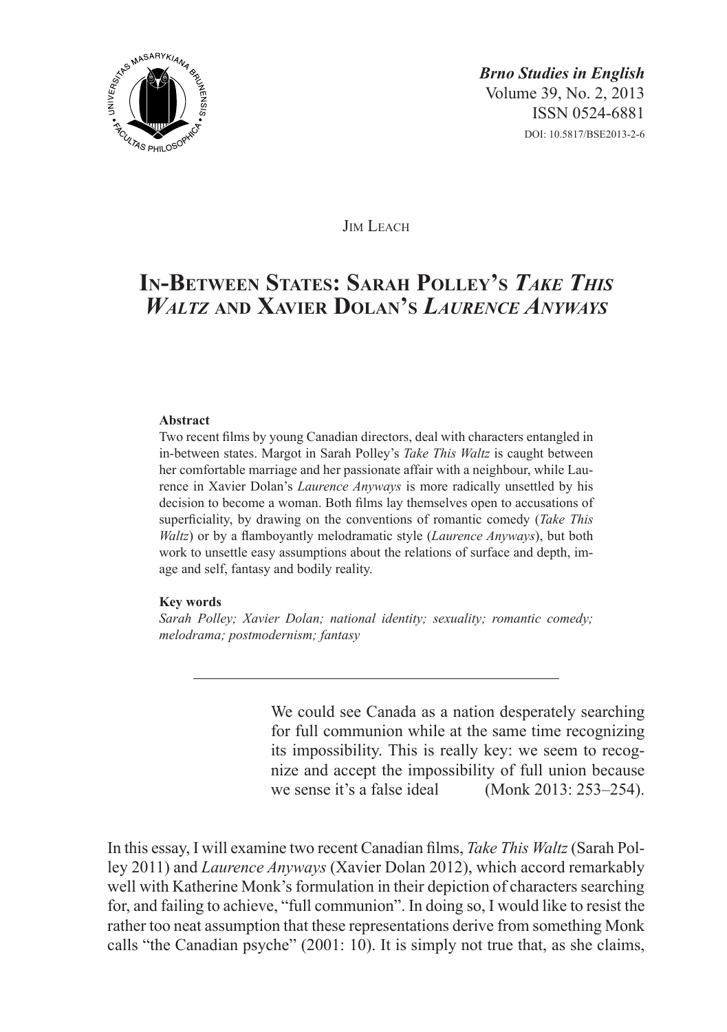Jim Leach

# In-Between States: Sarah Polley's *Take This Waltz* and Xavier Dolan's *Laurence Anyways*

**Abstract**

Two recent films by young Canadian directors, deal with characters entangled in in-between states. Margot in Sarah Polley's *Take This Waltz* is caught between her comfortable marriage and her passionate affair with a neighbour, while Laurence in Xavier Dolan's *Laurence Anyways* is more radically unsettled by his decision to become a woman. Both films lay themselves open to accusations of superficiality, by drawing on the conventions of romantic comedy (*Take This Waltz*) or by a flamboyantly melodramatic style (*Laurence Anyways*), but both work to unsettle easy assumptions about the relations of surface and depth, image and self, fantasy and bodily reality.

**Key words**

*Sarah Polley; Xavier Dolan; national identity; sexuality; romantic comedy; melodrama; postmodernism; fantasy*

---

> We could see Canada as a nation desperately searching for full communion while at the same time recognizing its impossibility. This is really key: we seem to recognize and accept the impossibility of full union because we sense it's a false ideal (Monk 2013: 253–254).

In this essay, I will examine two recent Canadian films, *Take This Waltz* (Sarah Polley 2011) and *Laurence Anyways* (Xavier Dolan 2012), which accord remarkably well with Katherine Monk's formulation in their depiction of characters searching for, and failing to achieve, "full communion". In doing so, I would like to resist the rather too neat assumption that these representations derive from something Monk calls "the Canadian psyche" (2001: 10). It is simply not true that, as she claims,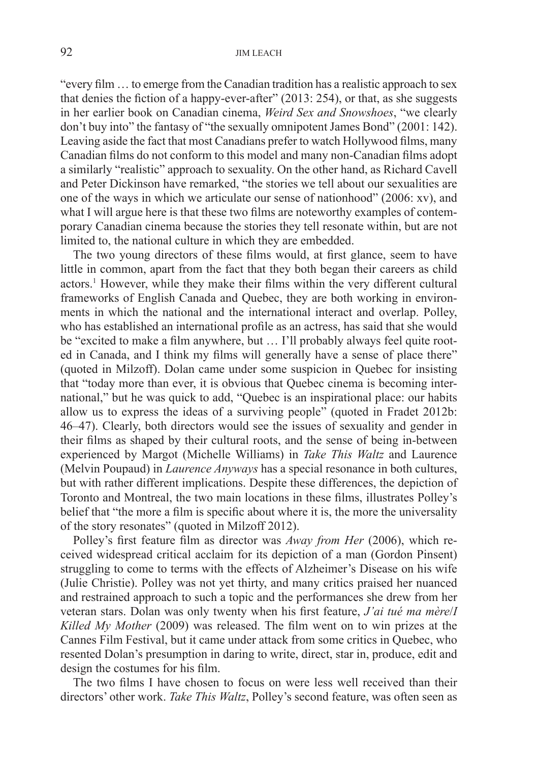"every film … to emerge from the Canadian tradition has a realistic approach to sex that denies the fiction of a happy-ever-after" (2013: 254), or that, as she suggests in her earlier book on Canadian cinema, *Weird Sex and Snowshoes*, "we clearly don't buy into" the fantasy of "the sexually omnipotent James Bond" (2001: 142). Leaving aside the fact that most Canadians prefer to watch Hollywood films, many Canadian films do not conform to this model and many non-Canadian films adopt a similarly "realistic" approach to sexuality. On the other hand, as Richard Cavell and Peter Dickinson have remarked, "the stories we tell about our sexualities are one of the ways in which we articulate our sense of nationhood" (2006: xv), and what I will argue here is that these two films are noteworthy examples of contemporary Canadian cinema because the stories they tell resonate within, but are not limited to, the national culture in which they are embedded.

The two young directors of these films would, at first glance, seem to have little in common, apart from the fact that they both began their careers as child actors.[1] However, while they make their films within the very different cultural frameworks of English Canada and Quebec, they are both working in environments in which the national and the international interact and overlap. Polley, who has established an international profile as an actress, has said that she would be "excited to make a film anywhere, but … I'll probably always feel quite rooted in Canada, and I think my films will generally have a sense of place there" (quoted in Milzoff). Dolan came under some suspicion in Quebec for insisting that "today more than ever, it is obvious that Quebec cinema is becoming international," but he was quick to add, "Quebec is an inspirational place: our habits allow us to express the ideas of a surviving people" (quoted in Fradet 2012b: 46–47). Clearly, both directors would see the issues of sexuality and gender in their films as shaped by their cultural roots, and the sense of being in-between experienced by Margot (Michelle Williams) in *Take This Waltz* and Laurence (Melvin Poupaud) in *Laurence Anyways* has a special resonance in both cultures, but with rather different implications. Despite these differences, the depiction of Toronto and Montreal, the two main locations in these films, illustrates Polley's belief that "the more a film is specific about where it is, the more the universality of the story resonates" (quoted in Milzoff 2012).

Polley's first feature film as director was *Away from Her* (2006), which received widespread critical acclaim for its depiction of a man (Gordon Pinsent) struggling to come to terms with the effects of Alzheimer's Disease on his wife (Julie Christie). Polley was not yet thirty, and many critics praised her nuanced and restrained approach to such a topic and the performances she drew from her veteran stars. Dolan was only twenty when his first feature, *J'ai tué ma mère*/*I Killed My Mother* (2009) was released. The film went on to win prizes at the Cannes Film Festival, but it came under attack from some critics in Quebec, who resented Dolan's presumption in daring to write, direct, star in, produce, edit and design the costumes for his film.

The two films I have chosen to focus on were less well received than their directors' other work. *Take This Waltz*, Polley's second feature, was often seen as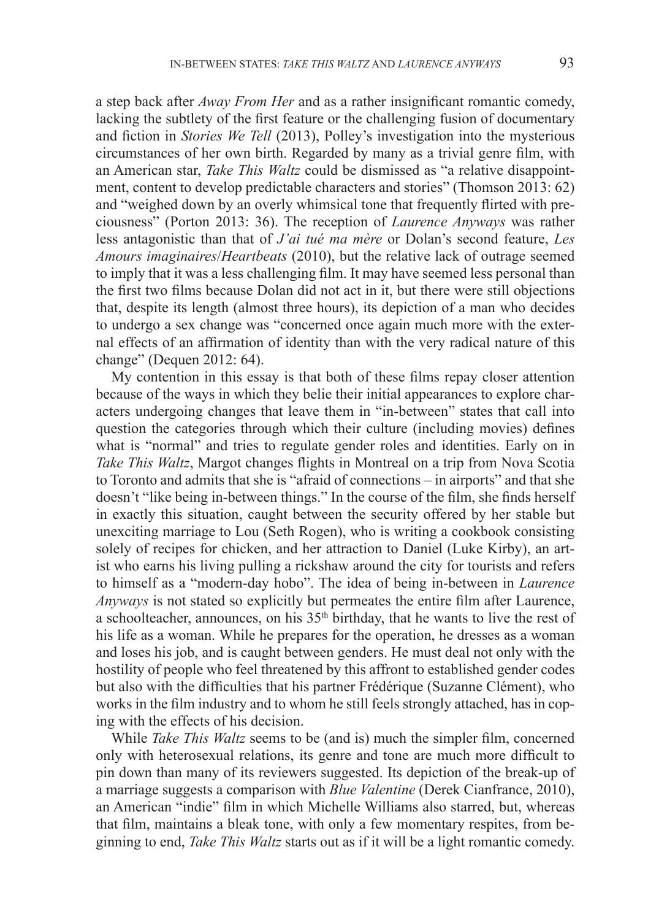a step back after *Away From Her* and as a rather insignificant romantic comedy, lacking the subtlety of the first feature or the challenging fusion of documentary and fiction in *Stories We Tell* (2013), Polley's investigation into the mysterious circumstances of her own birth. Regarded by many as a trivial genre film, with an American star, *Take This Waltz* could be dismissed as "a relative disappointment, content to develop predictable characters and stories" (Thomson 2013: 62) and "weighed down by an overly whimsical tone that frequently flirted with preciousness" (Porton 2013: 36). The reception of *Laurence Anyways* was rather less antagonistic than that of *J'ai tué ma mère* or Dolan's second feature, *Les Amours imaginaires*/*Heartbeats* (2010), but the relative lack of outrage seemed to imply that it was a less challenging film. It may have seemed less personal than the first two films because Dolan did not act in it, but there were still objections that, despite its length (almost three hours), its depiction of a man who decides to undergo a sex change was "concerned once again much more with the external effects of an affirmation of identity than with the very radical nature of this change" (Dequen 2012: 64).

My contention in this essay is that both of these films repay closer attention because of the ways in which they belie their initial appearances to explore characters undergoing changes that leave them in "in-between" states that call into question the categories through which their culture (including movies) defines what is "normal" and tries to regulate gender roles and identities. Early on in *Take This Waltz*, Margot changes flights in Montreal on a trip from Nova Scotia to Toronto and admits that she is "afraid of connections – in airports" and that she doesn't "like being in-between things." In the course of the film, she finds herself in exactly this situation, caught between the security offered by her stable but unexciting marriage to Lou (Seth Rogen), who is writing a cookbook consisting solely of recipes for chicken, and her attraction to Daniel (Luke Kirby), an artist who earns his living pulling a rickshaw around the city for tourists and refers to himself as a "modern-day hobo". The idea of being in-between in *Laurence Anyways* is not stated so explicitly but permeates the entire film after Laurence, a schoolteacher, announces, on his 35th birthday, that he wants to live the rest of his life as a woman. While he prepares for the operation, he dresses as a woman and loses his job, and is caught between genders. He must deal not only with the hostility of people who feel threatened by this affront to established gender codes but also with the difficulties that his partner Frédérique (Suzanne Clément), who works in the film industry and to whom he still feels strongly attached, has in coping with the effects of his decision.

While *Take This Waltz* seems to be (and is) much the simpler film, concerned only with heterosexual relations, its genre and tone are much more difficult to pin down than many of its reviewers suggested. Its depiction of the break-up of a marriage suggests a comparison with *Blue Valentine* (Derek Cianfrance, 2010), an American "indie" film in which Michelle Williams also starred, but, whereas that film, maintains a bleak tone, with only a few momentary respites, from beginning to end, *Take This Waltz* starts out as if it will be a light romantic comedy.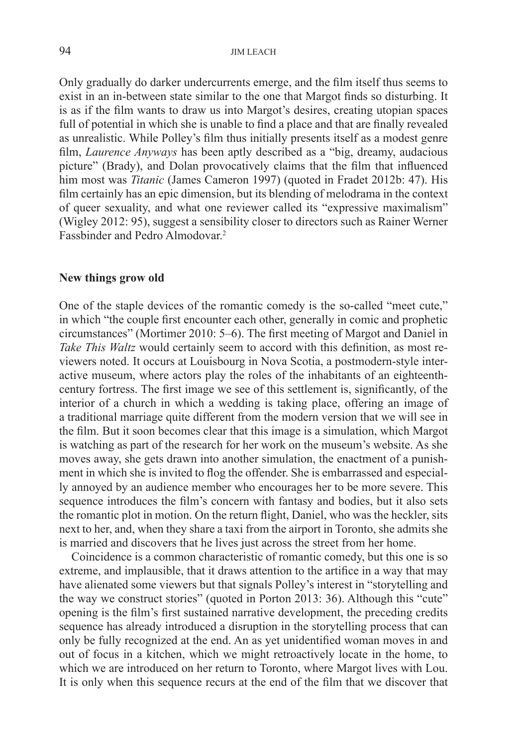Only gradually do darker undercurrents emerge, and the film itself thus seems to exist in an in-between state similar to the one that Margot finds so disturbing. It is as if the film wants to draw us into Margot's desires, creating utopian spaces full of potential in which she is unable to find a place and that are finally revealed as unrealistic. While Polley's film thus initially presents itself as a modest genre film, *Laurence Anyways* has been aptly described as a "big, dreamy, audacious picture" (Brady), and Dolan provocatively claims that the film that influenced him most was *Titanic* (James Cameron 1997) (quoted in Fradet 2012b: 47). His film certainly has an epic dimension, but its blending of melodrama in the context of queer sexuality, and what one reviewer called its "expressive maximalism" (Wigley 2012: 95), suggest a sensibility closer to directors such as Rainer Werner Fassbinder and Pedro Almodovar.[2]

## New things grow old

One of the staple devices of the romantic comedy is the so-called "meet cute," in which "the couple first encounter each other, generally in comic and prophetic circumstances" (Mortimer 2010: 5–6). The first meeting of Margot and Daniel in *Take This Waltz* would certainly seem to accord with this definition, as most reviewers noted. It occurs at Louisbourg in Nova Scotia, a postmodern-style interactive museum, where actors play the roles of the inhabitants of an eighteenth-century fortress. The first image we see of this settlement is, significantly, of the interior of a church in which a wedding is taking place, offering an image of a traditional marriage quite different from the modern version that we will see in the film. But it soon becomes clear that this image is a simulation, which Margot is watching as part of the research for her work on the museum's website. As she moves away, she gets drawn into another simulation, the enactment of a punishment in which she is invited to flog the offender. She is embarrassed and especially annoyed by an audience member who encourages her to be more severe. This sequence introduces the film's concern with fantasy and bodies, but it also sets the romantic plot in motion. On the return flight, Daniel, who was the heckler, sits next to her, and, when they share a taxi from the airport in Toronto, she admits she is married and discovers that he lives just across the street from her home.

Coincidence is a common characteristic of romantic comedy, but this one is so extreme, and implausible, that it draws attention to the artifice in a way that may have alienated some viewers but that signals Polley's interest in "storytelling and the way we construct stories" (quoted in Porton 2013: 36). Although this "cute" opening is the film's first sustained narrative development, the preceding credits sequence has already introduced a disruption in the storytelling process that can only be fully recognized at the end. An as yet unidentified woman moves in and out of focus in a kitchen, which we might retroactively locate in the home, to which we are introduced on her return to Toronto, where Margot lives with Lou. It is only when this sequence recurs at the end of the film that we discover that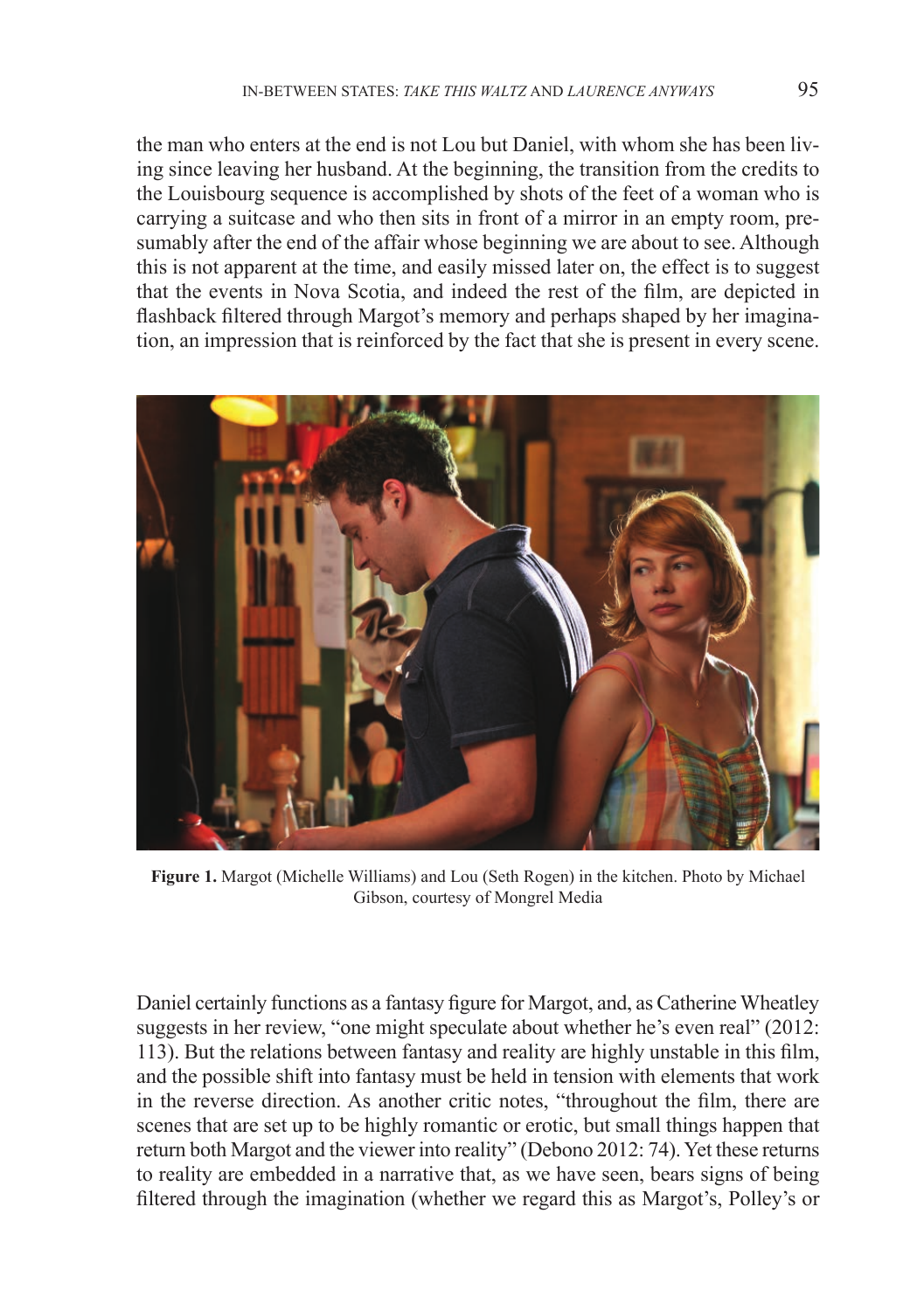the man who enters at the end is not Lou but Daniel, with whom she has been living since leaving her husband. At the beginning, the transition from the credits to the Louisbourg sequence is accomplished by shots of the feet of a woman who is carrying a suitcase and who then sits in front of a mirror in an empty room, presumably after the end of the affair whose beginning we are about to see. Although this is not apparent at the time, and easily missed later on, the effect is to suggest that the events in Nova Scotia, and indeed the rest of the film, are depicted in flashback filtered through Margot's memory and perhaps shaped by her imagination, an impression that is reinforced by the fact that she is present in every scene.

**Figure 1.** Margot (Michelle Williams) and Lou (Seth Rogen) in the kitchen. Photo by Michael Gibson, courtesy of Mongrel Media

Daniel certainly functions as a fantasy figure for Margot, and, as Catherine Wheatley suggests in her review, "one might speculate about whether he's even real" (2012: 113). But the relations between fantasy and reality are highly unstable in this film, and the possible shift into fantasy must be held in tension with elements that work in the reverse direction. As another critic notes, "throughout the film, there are scenes that are set up to be highly romantic or erotic, but small things happen that return both Margot and the viewer into reality" (Debono 2012: 74). Yet these returns to reality are embedded in a narrative that, as we have seen, bears signs of being filtered through the imagination (whether we regard this as Margot's, Polley's or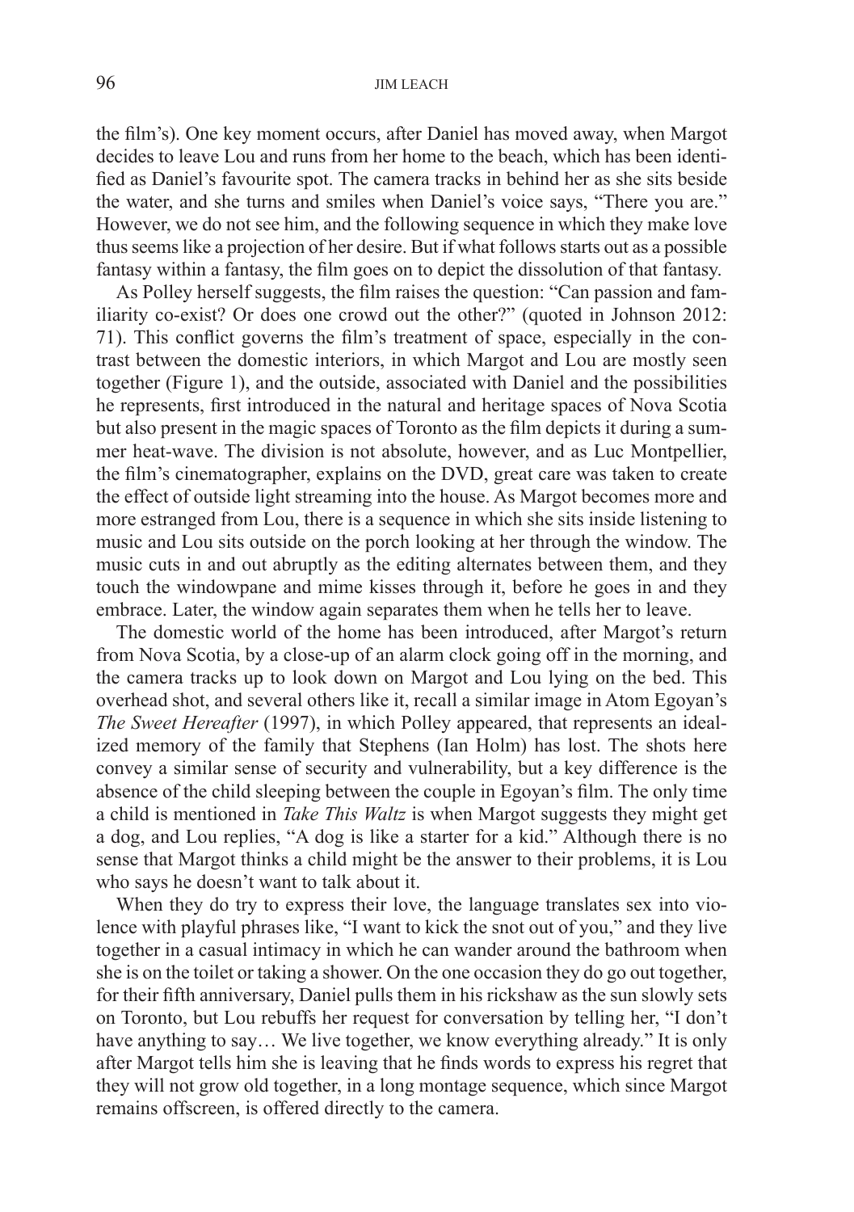the film's). One key moment occurs, after Daniel has moved away, when Margot decides to leave Lou and runs from her home to the beach, which has been identified as Daniel's favourite spot. The camera tracks in behind her as she sits beside the water, and she turns and smiles when Daniel's voice says, "There you are." However, we do not see him, and the following sequence in which they make love thus seems like a projection of her desire. But if what follows starts out as a possible fantasy within a fantasy, the film goes on to depict the dissolution of that fantasy.

As Polley herself suggests, the film raises the question: "Can passion and familiarity co-exist? Or does one crowd out the other?" (quoted in Johnson 2012: 71). This conflict governs the film's treatment of space, especially in the contrast between the domestic interiors, in which Margot and Lou are mostly seen together (Figure 1), and the outside, associated with Daniel and the possibilities he represents, first introduced in the natural and heritage spaces of Nova Scotia but also present in the magic spaces of Toronto as the film depicts it during a summer heat-wave. The division is not absolute, however, and as Luc Montpellier, the film's cinematographer, explains on the DVD, great care was taken to create the effect of outside light streaming into the house. As Margot becomes more and more estranged from Lou, there is a sequence in which she sits inside listening to music and Lou sits outside on the porch looking at her through the window. The music cuts in and out abruptly as the editing alternates between them, and they touch the windowpane and mime kisses through it, before he goes in and they embrace. Later, the window again separates them when he tells her to leave.

The domestic world of the home has been introduced, after Margot's return from Nova Scotia, by a close-up of an alarm clock going off in the morning, and the camera tracks up to look down on Margot and Lou lying on the bed. This overhead shot, and several others like it, recall a similar image in Atom Egoyan's *The Sweet Hereafter* (1997), in which Polley appeared, that represents an idealized memory of the family that Stephens (Ian Holm) has lost. The shots here convey a similar sense of security and vulnerability, but a key difference is the absence of the child sleeping between the couple in Egoyan's film. The only time a child is mentioned in *Take This Waltz* is when Margot suggests they might get a dog, and Lou replies, "A dog is like a starter for a kid." Although there is no sense that Margot thinks a child might be the answer to their problems, it is Lou who says he doesn't want to talk about it.

When they do try to express their love, the language translates sex into violence with playful phrases like, "I want to kick the snot out of you," and they live together in a casual intimacy in which he can wander around the bathroom when she is on the toilet or taking a shower. On the one occasion they do go out together, for their fifth anniversary, Daniel pulls them in his rickshaw as the sun slowly sets on Toronto, but Lou rebuffs her request for conversation by telling her, "I don't have anything to say… We live together, we know everything already." It is only after Margot tells him she is leaving that he finds words to express his regret that they will not grow old together, in a long montage sequence, which since Margot remains offscreen, is offered directly to the camera.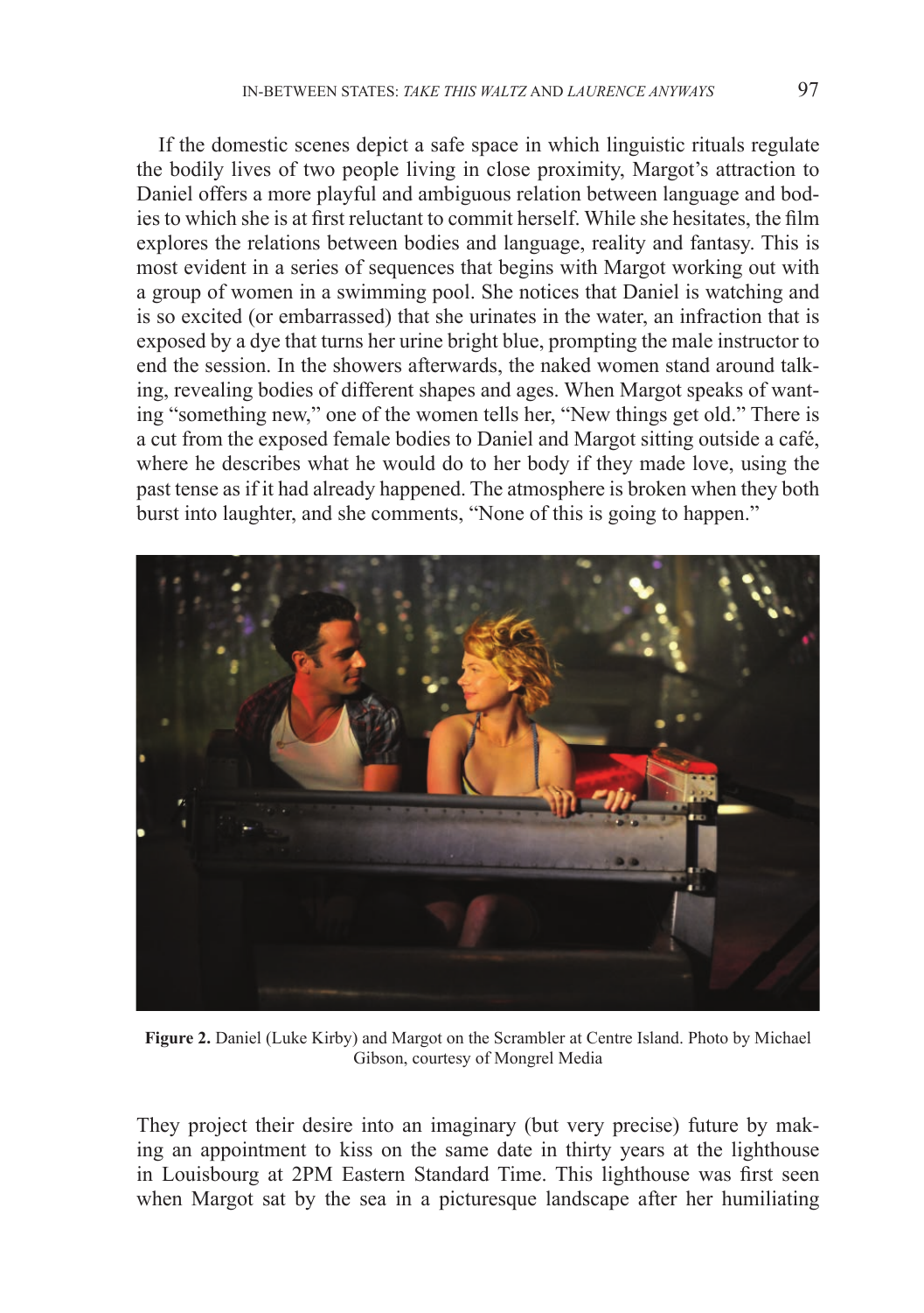If the domestic scenes depict a safe space in which linguistic rituals regulate the bodily lives of two people living in close proximity, Margot's attraction to Daniel offers a more playful and ambiguous relation between language and bodies to which she is at first reluctant to commit herself. While she hesitates, the film explores the relations between bodies and language, reality and fantasy. This is most evident in a series of sequences that begins with Margot working out with a group of women in a swimming pool. She notices that Daniel is watching and is so excited (or embarrassed) that she urinates in the water, an infraction that is exposed by a dye that turns her urine bright blue, prompting the male instructor to end the session. In the showers afterwards, the naked women stand around talking, revealing bodies of different shapes and ages. When Margot speaks of wanting "something new," one of the women tells her, "New things get old." There is a cut from the exposed female bodies to Daniel and Margot sitting outside a café, where he describes what he would do to her body if they made love, using the past tense as if it had already happened. The atmosphere is broken when they both burst into laughter, and she comments, "None of this is going to happen."

**Figure 2.** Daniel (Luke Kirby) and Margot on the Scrambler at Centre Island. Photo by Michael Gibson, courtesy of Mongrel Media

They project their desire into an imaginary (but very precise) future by making an appointment to kiss on the same date in thirty years at the lighthouse in Louisbourg at 2PM Eastern Standard Time. This lighthouse was first seen when Margot sat by the sea in a picturesque landscape after her humiliating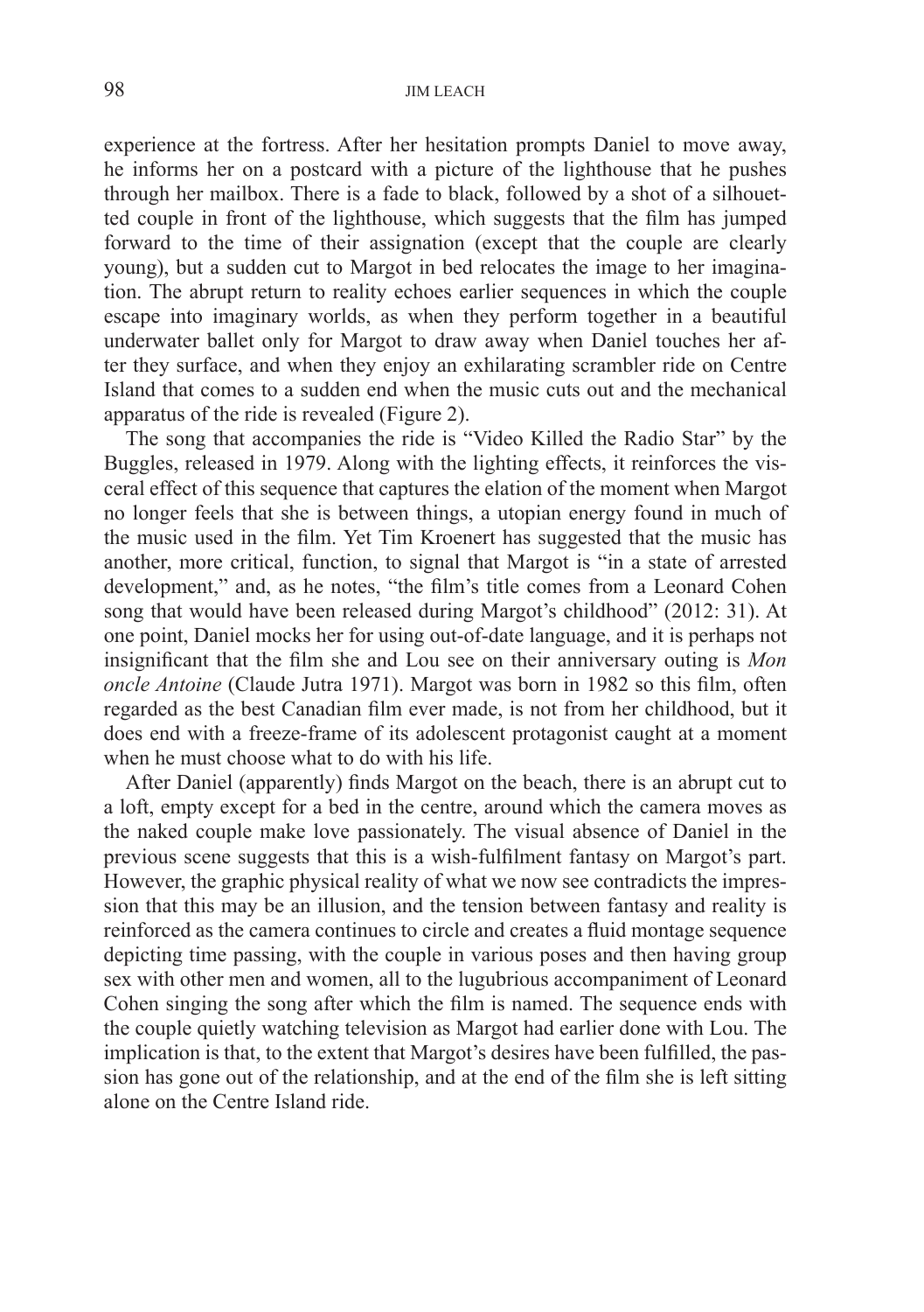experience at the fortress. After her hesitation prompts Daniel to move away, he informs her on a postcard with a picture of the lighthouse that he pushes through her mailbox. There is a fade to black, followed by a shot of a silhouetted couple in front of the lighthouse, which suggests that the film has jumped forward to the time of their assignation (except that the couple are clearly young), but a sudden cut to Margot in bed relocates the image to her imagination. The abrupt return to reality echoes earlier sequences in which the couple escape into imaginary worlds, as when they perform together in a beautiful underwater ballet only for Margot to draw away when Daniel touches her after they surface, and when they enjoy an exhilarating scrambler ride on Centre Island that comes to a sudden end when the music cuts out and the mechanical apparatus of the ride is revealed (Figure 2).

The song that accompanies the ride is "Video Killed the Radio Star" by the Buggles, released in 1979. Along with the lighting effects, it reinforces the visceral effect of this sequence that captures the elation of the moment when Margot no longer feels that she is between things, a utopian energy found in much of the music used in the film. Yet Tim Kroenert has suggested that the music has another, more critical, function, to signal that Margot is "in a state of arrested development," and, as he notes, "the film's title comes from a Leonard Cohen song that would have been released during Margot's childhood" (2012: 31). At one point, Daniel mocks her for using out-of-date language, and it is perhaps not insignificant that the film she and Lou see on their anniversary outing is *Mon oncle Antoine* (Claude Jutra 1971). Margot was born in 1982 so this film, often regarded as the best Canadian film ever made, is not from her childhood, but it does end with a freeze-frame of its adolescent protagonist caught at a moment when he must choose what to do with his life.

After Daniel (apparently) finds Margot on the beach, there is an abrupt cut to a loft, empty except for a bed in the centre, around which the camera moves as the naked couple make love passionately. The visual absence of Daniel in the previous scene suggests that this is a wish-fulfilment fantasy on Margot's part. However, the graphic physical reality of what we now see contradicts the impression that this may be an illusion, and the tension between fantasy and reality is reinforced as the camera continues to circle and creates a fluid montage sequence depicting time passing, with the couple in various poses and then having group sex with other men and women, all to the lugubrious accompaniment of Leonard Cohen singing the song after which the film is named. The sequence ends with the couple quietly watching television as Margot had earlier done with Lou. The implication is that, to the extent that Margot's desires have been fulfilled, the passion has gone out of the relationship, and at the end of the film she is left sitting alone on the Centre Island ride.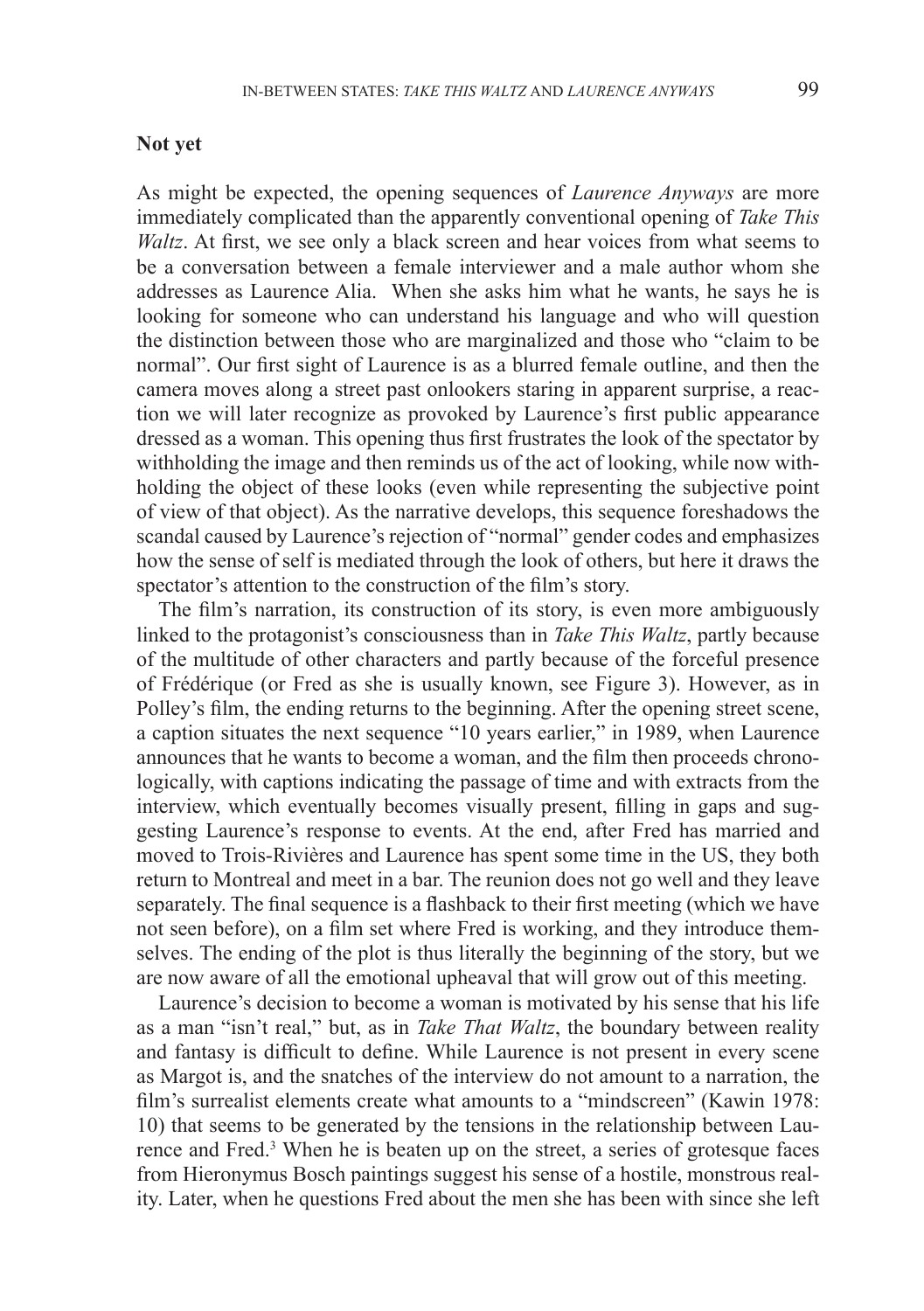## Not yet

As might be expected, the opening sequences of *Laurence Anyways* are more immediately complicated than the apparently conventional opening of *Take This Waltz*. At first, we see only a black screen and hear voices from what seems to be a conversation between a female interviewer and a male author whom she addresses as Laurence Alia. When she asks him what he wants, he says he is looking for someone who can understand his language and who will question the distinction between those who are marginalized and those who "claim to be normal". Our first sight of Laurence is as a blurred female outline, and then the camera moves along a street past onlookers staring in apparent surprise, a reaction we will later recognize as provoked by Laurence's first public appearance dressed as a woman. This opening thus first frustrates the look of the spectator by withholding the image and then reminds us of the act of looking, while now withholding the object of these looks (even while representing the subjective point of view of that object). As the narrative develops, this sequence foreshadows the scandal caused by Laurence's rejection of "normal" gender codes and emphasizes how the sense of self is mediated through the look of others, but here it draws the spectator's attention to the construction of the film's story.

The film's narration, its construction of its story, is even more ambiguously linked to the protagonist's consciousness than in *Take This Waltz*, partly because of the multitude of other characters and partly because of the forceful presence of Frédérique (or Fred as she is usually known, see Figure 3). However, as in Polley's film, the ending returns to the beginning. After the opening street scene, a caption situates the next sequence "10 years earlier," in 1989, when Laurence announces that he wants to become a woman, and the film then proceeds chronologically, with captions indicating the passage of time and with extracts from the interview, which eventually becomes visually present, filling in gaps and suggesting Laurence's response to events. At the end, after Fred has married and moved to Trois-Rivières and Laurence has spent some time in the US, they both return to Montreal and meet in a bar. The reunion does not go well and they leave separately. The final sequence is a flashback to their first meeting (which we have not seen before), on a film set where Fred is working, and they introduce themselves. The ending of the plot is thus literally the beginning of the story, but we are now aware of all the emotional upheaval that will grow out of this meeting.

Laurence's decision to become a woman is motivated by his sense that his life as a man "isn't real," but, as in *Take That Waltz*, the boundary between reality and fantasy is difficult to define. While Laurence is not present in every scene as Margot is, and the snatches of the interview do not amount to a narration, the film's surrealist elements create what amounts to a "mindscreen" (Kawin 1978: 10) that seems to be generated by the tensions in the relationship between Laurence and Fred.[3] When he is beaten up on the street, a series of grotesque faces from Hieronymus Bosch paintings suggest his sense of a hostile, monstrous reality. Later, when he questions Fred about the men she has been with since she left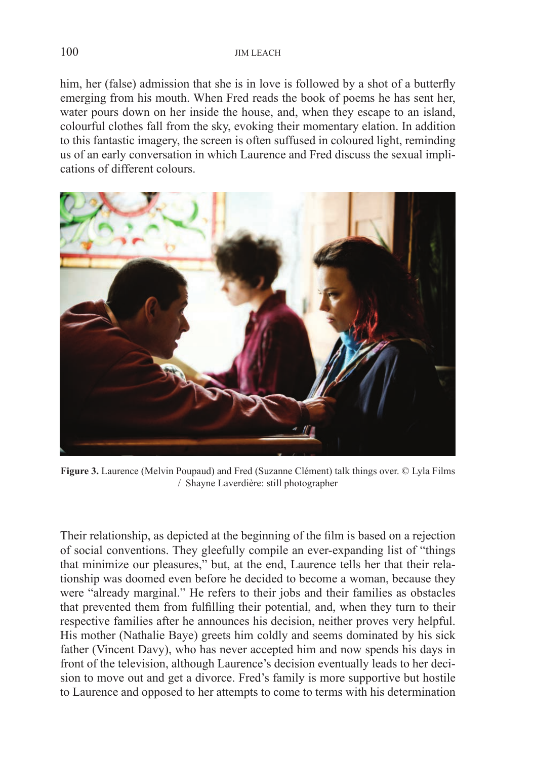him, her (false) admission that she is in love is followed by a shot of a butterfly emerging from his mouth. When Fred reads the book of poems he has sent her, water pours down on her inside the house, and, when they escape to an island, colourful clothes fall from the sky, evoking their momentary elation. In addition to this fantastic imagery, the screen is often suffused in coloured light, reminding us of an early conversation in which Laurence and Fred discuss the sexual implications of different colours.

**Figure 3.** Laurence (Melvin Poupaud) and Fred (Suzanne Clément) talk things over. © Lyla Films / Shayne Laverdière: still photographer

Their relationship, as depicted at the beginning of the film is based on a rejection of social conventions. They gleefully compile an ever-expanding list of "things that minimize our pleasures," but, at the end, Laurence tells her that their relationship was doomed even before he decided to become a woman, because they were "already marginal." He refers to their jobs and their families as obstacles that prevented them from fulfilling their potential, and, when they turn to their respective families after he announces his decision, neither proves very helpful. His mother (Nathalie Baye) greets him coldly and seems dominated by his sick father (Vincent Davy), who has never accepted him and now spends his days in front of the television, although Laurence's decision eventually leads to her decision to move out and get a divorce. Fred's family is more supportive but hostile to Laurence and opposed to her attempts to come to terms with his determination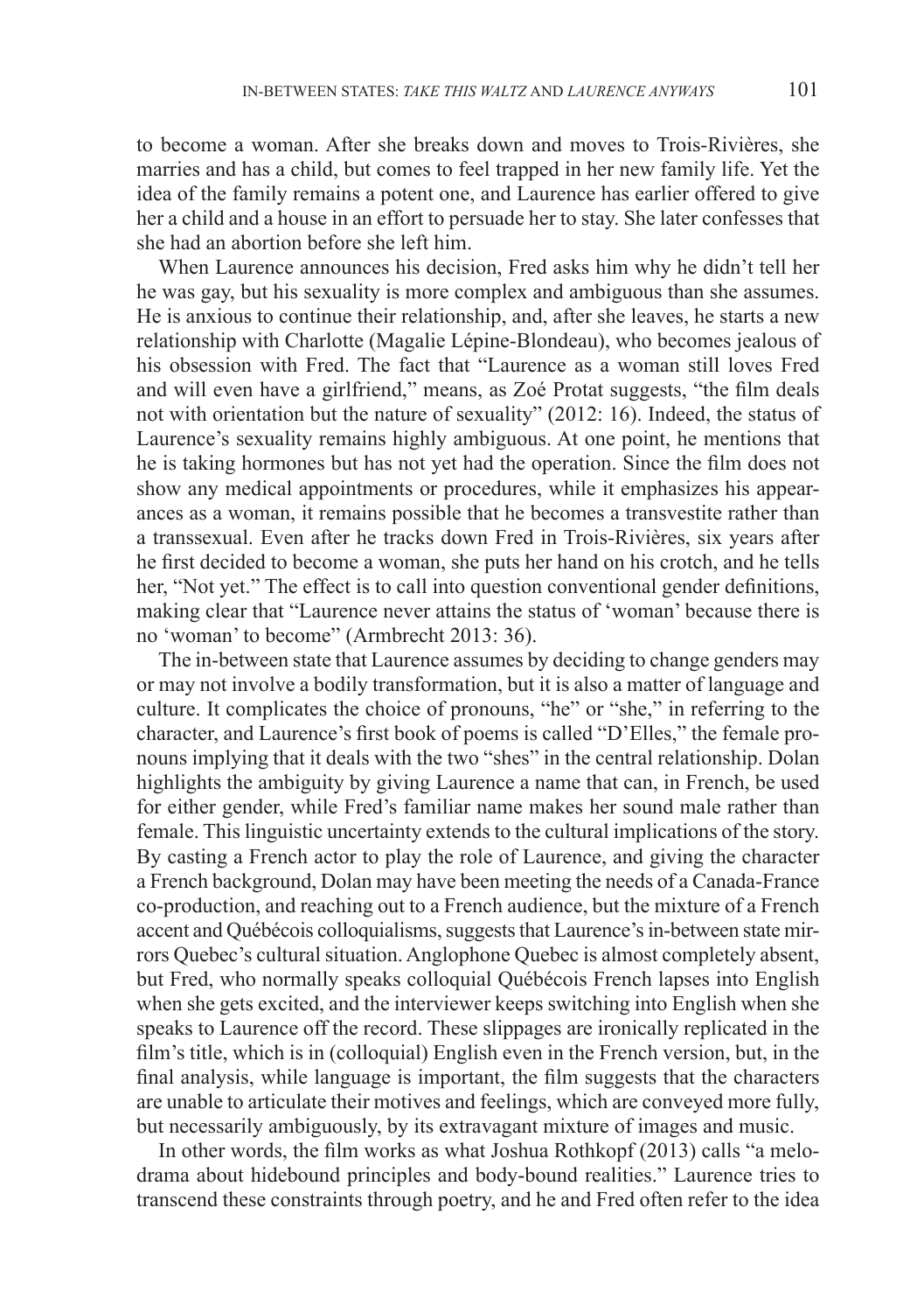to become a woman. After she breaks down and moves to Trois-Rivières, she marries and has a child, but comes to feel trapped in her new family life. Yet the idea of the family remains a potent one, and Laurence has earlier offered to give her a child and a house in an effort to persuade her to stay. She later confesses that she had an abortion before she left him.

When Laurence announces his decision, Fred asks him why he didn't tell her he was gay, but his sexuality is more complex and ambiguous than she assumes. He is anxious to continue their relationship, and, after she leaves, he starts a new relationship with Charlotte (Magalie Lépine-Blondeau), who becomes jealous of his obsession with Fred. The fact that "Laurence as a woman still loves Fred and will even have a girlfriend," means, as Zoé Protat suggests, "the film deals not with orientation but the nature of sexuality" (2012: 16). Indeed, the status of Laurence's sexuality remains highly ambiguous. At one point, he mentions that he is taking hormones but has not yet had the operation. Since the film does not show any medical appointments or procedures, while it emphasizes his appearances as a woman, it remains possible that he becomes a transvestite rather than a transsexual. Even after he tracks down Fred in Trois-Rivières, six years after he first decided to become a woman, she puts her hand on his crotch, and he tells her, "Not yet." The effect is to call into question conventional gender definitions, making clear that "Laurence never attains the status of 'woman' because there is no 'woman' to become" (Armbrecht 2013: 36).

The in-between state that Laurence assumes by deciding to change genders may or may not involve a bodily transformation, but it is also a matter of language and culture. It complicates the choice of pronouns, "he" or "she," in referring to the character, and Laurence's first book of poems is called "D'Elles," the female pronouns implying that it deals with the two "shes" in the central relationship. Dolan highlights the ambiguity by giving Laurence a name that can, in French, be used for either gender, while Fred's familiar name makes her sound male rather than female. This linguistic uncertainty extends to the cultural implications of the story. By casting a French actor to play the role of Laurence, and giving the character a French background, Dolan may have been meeting the needs of a Canada-France co-production, and reaching out to a French audience, but the mixture of a French accent and Québécois colloquialisms, suggests that Laurence's in-between state mirrors Quebec's cultural situation. Anglophone Quebec is almost completely absent, but Fred, who normally speaks colloquial Québécois French lapses into English when she gets excited, and the interviewer keeps switching into English when she speaks to Laurence off the record. These slippages are ironically replicated in the film's title, which is in (colloquial) English even in the French version, but, in the final analysis, while language is important, the film suggests that the characters are unable to articulate their motives and feelings, which are conveyed more fully, but necessarily ambiguously, by its extravagant mixture of images and music.

In other words, the film works as what Joshua Rothkopf (2013) calls "a melodrama about hidebound principles and body-bound realities." Laurence tries to transcend these constraints through poetry, and he and Fred often refer to the idea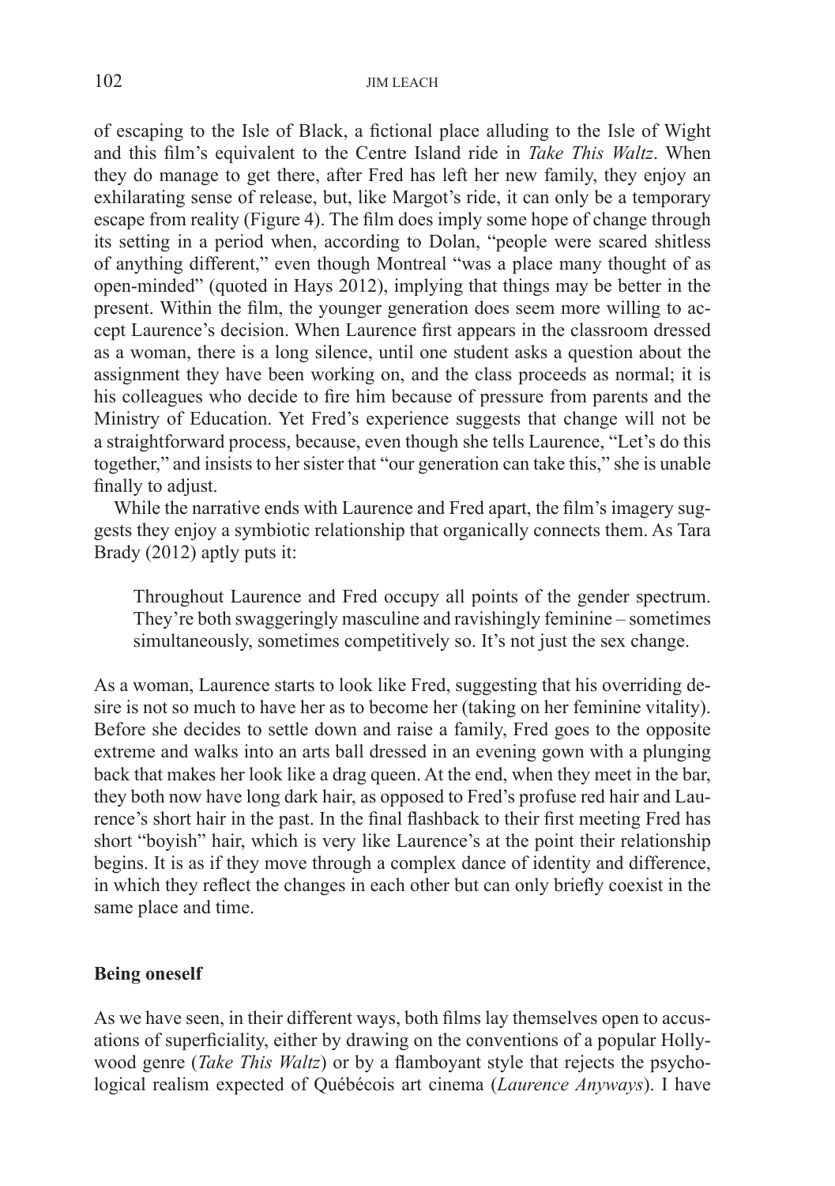of escaping to the Isle of Black, a fictional place alluding to the Isle of Wight and this film's equivalent to the Centre Island ride in *Take This Waltz*. When they do manage to get there, after Fred has left her new family, they enjoy an exhilarating sense of release, but, like Margot's ride, it can only be a temporary escape from reality (Figure 4). The film does imply some hope of change through its setting in a period when, according to Dolan, "people were scared shitless of anything different," even though Montreal "was a place many thought of as open-minded" (quoted in Hays 2012), implying that things may be better in the present. Within the film, the younger generation does seem more willing to accept Laurence's decision. When Laurence first appears in the classroom dressed as a woman, there is a long silence, until one student asks a question about the assignment they have been working on, and the class proceeds as normal; it is his colleagues who decide to fire him because of pressure from parents and the Ministry of Education. Yet Fred's experience suggests that change will not be a straightforward process, because, even though she tells Laurence, "Let's do this together," and insists to her sister that "our generation can take this," she is unable finally to adjust.

While the narrative ends with Laurence and Fred apart, the film's imagery suggests they enjoy a symbiotic relationship that organically connects them. As Tara Brady (2012) aptly puts it:

> Throughout Laurence and Fred occupy all points of the gender spectrum. They're both swaggeringly masculine and ravishingly feminine – sometimes simultaneously, sometimes competitively so. It's not just the sex change.

As a woman, Laurence starts to look like Fred, suggesting that his overriding desire is not so much to have her as to become her (taking on her feminine vitality). Before she decides to settle down and raise a family, Fred goes to the opposite extreme and walks into an arts ball dressed in an evening gown with a plunging back that makes her look like a drag queen. At the end, when they meet in the bar, they both now have long dark hair, as opposed to Fred's profuse red hair and Laurence's short hair in the past. In the final flashback to their first meeting Fred has short "boyish" hair, which is very like Laurence's at the point their relationship begins. It is as if they move through a complex dance of identity and difference, in which they reflect the changes in each other but can only briefly coexist in the same place and time.

## Being oneself

As we have seen, in their different ways, both films lay themselves open to accusations of superficiality, either by drawing on the conventions of a popular Hollywood genre (*Take This Waltz*) or by a flamboyant style that rejects the psychological realism expected of Québécois art cinema (*Laurence Anyways*). I have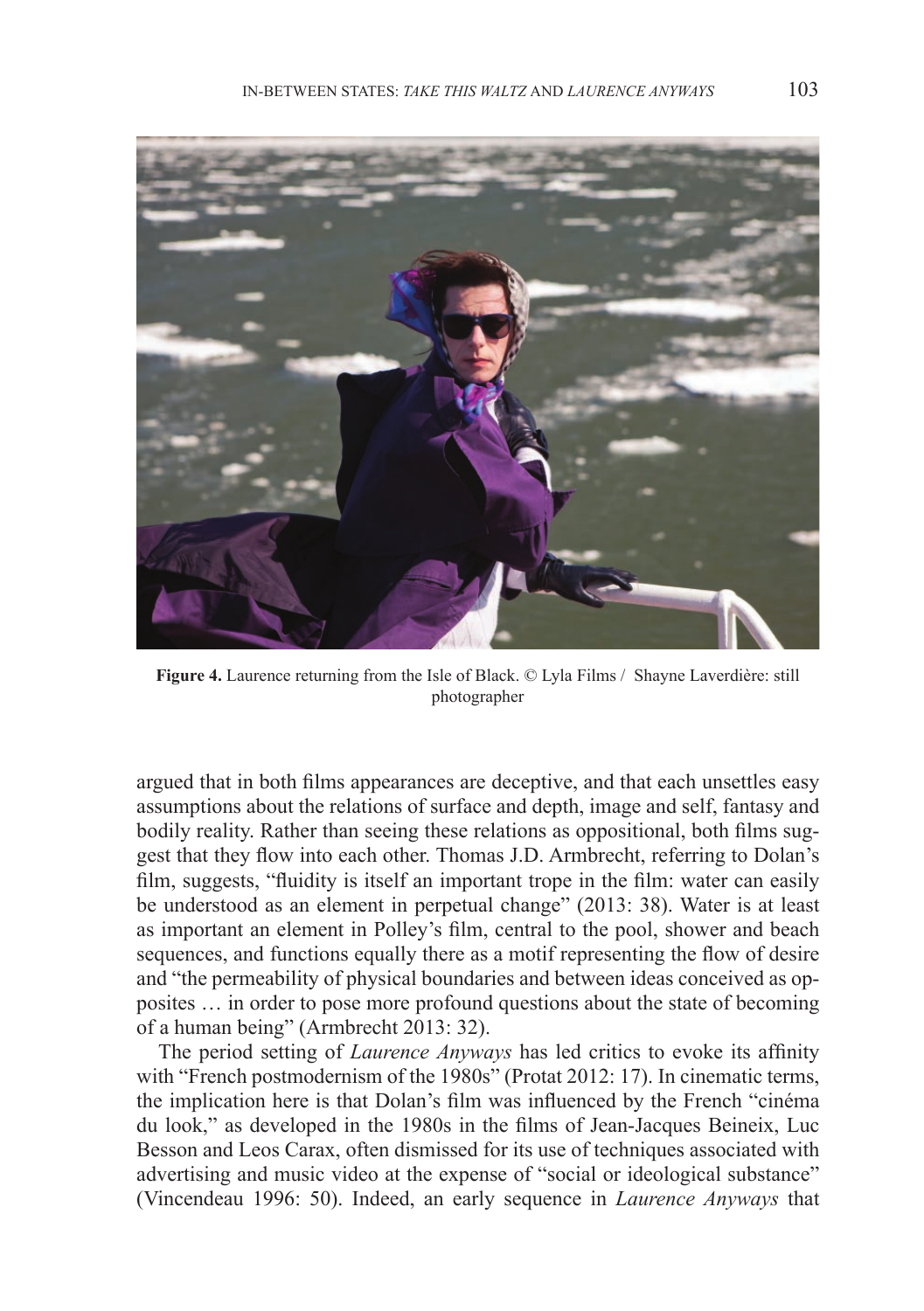**Figure 4.** Laurence returning from the Isle of Black. © Lyla Films / Shayne Laverdière: still photographer

argued that in both films appearances are deceptive, and that each unsettles easy assumptions about the relations of surface and depth, image and self, fantasy and bodily reality. Rather than seeing these relations as oppositional, both films suggest that they flow into each other. Thomas J.D. Armbrecht, referring to Dolan's film, suggests, "fluidity is itself an important trope in the film: water can easily be understood as an element in perpetual change" (2013: 38). Water is at least as important an element in Polley's film, central to the pool, shower and beach sequences, and functions equally there as a motif representing the flow of desire and "the permeability of physical boundaries and between ideas conceived as opposites … in order to pose more profound questions about the state of becoming of a human being" (Armbrecht 2013: 32).

The period setting of *Laurence Anyways* has led critics to evoke its affinity with "French postmodernism of the 1980s" (Protat 2012: 17). In cinematic terms, the implication here is that Dolan's film was influenced by the French "cinéma du look," as developed in the 1980s in the films of Jean-Jacques Beineix, Luc Besson and Leos Carax, often dismissed for its use of techniques associated with advertising and music video at the expense of "social or ideological substance" (Vincendeau 1996: 50). Indeed, an early sequence in *Laurence Anyways* that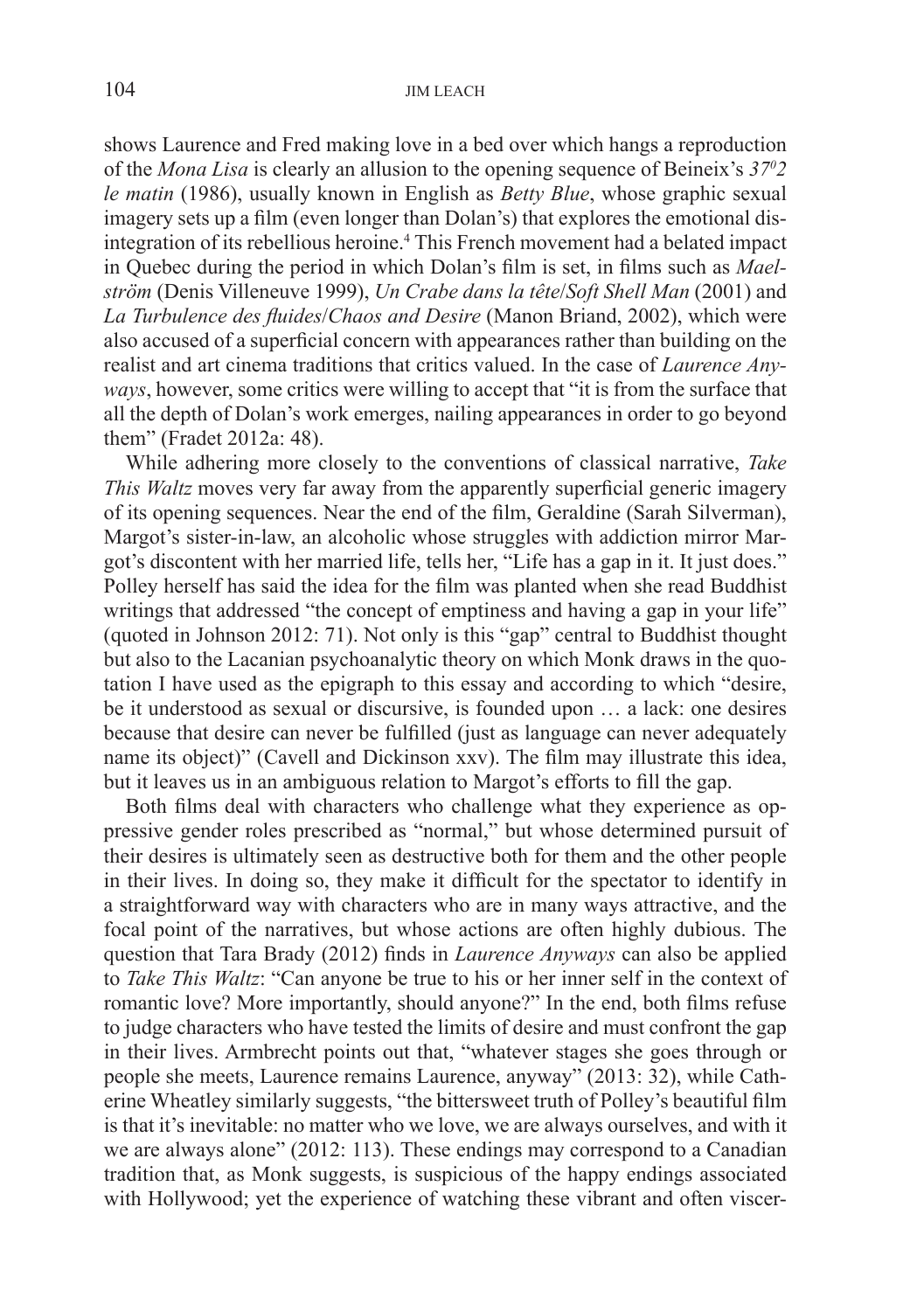shows Laurence and Fred making love in a bed over which hangs a reproduction of the *Mona Lisa* is clearly an allusion to the opening sequence of Beineix's *37°2 le matin* (1986), usually known in English as *Betty Blue*, whose graphic sexual imagery sets up a film (even longer than Dolan's) that explores the emotional disintegration of its rebellious heroine.[4] This French movement had a belated impact in Quebec during the period in which Dolan's film is set, in films such as *Maelström* (Denis Villeneuve 1999), *Un Crabe dans la tête*/*Soft Shell Man* (2001) and *La Turbulence des fluides*/*Chaos and Desire* (Manon Briand, 2002), which were also accused of a superficial concern with appearances rather than building on the realist and art cinema traditions that critics valued. In the case of *Laurence Anyways*, however, some critics were willing to accept that "it is from the surface that all the depth of Dolan's work emerges, nailing appearances in order to go beyond them" (Fradet 2012a: 48).

While adhering more closely to the conventions of classical narrative, *Take This Waltz* moves very far away from the apparently superficial generic imagery of its opening sequences. Near the end of the film, Geraldine (Sarah Silverman), Margot's sister-in-law, an alcoholic whose struggles with addiction mirror Margot's discontent with her married life, tells her, "Life has a gap in it. It just does." Polley herself has said the idea for the film was planted when she read Buddhist writings that addressed "the concept of emptiness and having a gap in your life" (quoted in Johnson 2012: 71). Not only is this "gap" central to Buddhist thought but also to the Lacanian psychoanalytic theory on which Monk draws in the quotation I have used as the epigraph to this essay and according to which "desire, be it understood as sexual or discursive, is founded upon … a lack: one desires because that desire can never be fulfilled (just as language can never adequately name its object)" (Cavell and Dickinson xxv). The film may illustrate this idea, but it leaves us in an ambiguous relation to Margot's efforts to fill the gap.

Both films deal with characters who challenge what they experience as oppressive gender roles prescribed as "normal," but whose determined pursuit of their desires is ultimately seen as destructive both for them and the other people in their lives. In doing so, they make it difficult for the spectator to identify in a straightforward way with characters who are in many ways attractive, and the focal point of the narratives, but whose actions are often highly dubious. The question that Tara Brady (2012) finds in *Laurence Anyways* can also be applied to *Take This Waltz*: "Can anyone be true to his or her inner self in the context of romantic love? More importantly, should anyone?" In the end, both films refuse to judge characters who have tested the limits of desire and must confront the gap in their lives. Armbrecht points out that, "whatever stages she goes through or people she meets, Laurence remains Laurence, anyway" (2013: 32), while Catherine Wheatley similarly suggests, "the bittersweet truth of Polley's beautiful film is that it's inevitable: no matter who we love, we are always ourselves, and with it we are always alone" (2012: 113). These endings may correspond to a Canadian tradition that, as Monk suggests, is suspicious of the happy endings associated with Hollywood; yet the experience of watching these vibrant and often viscer-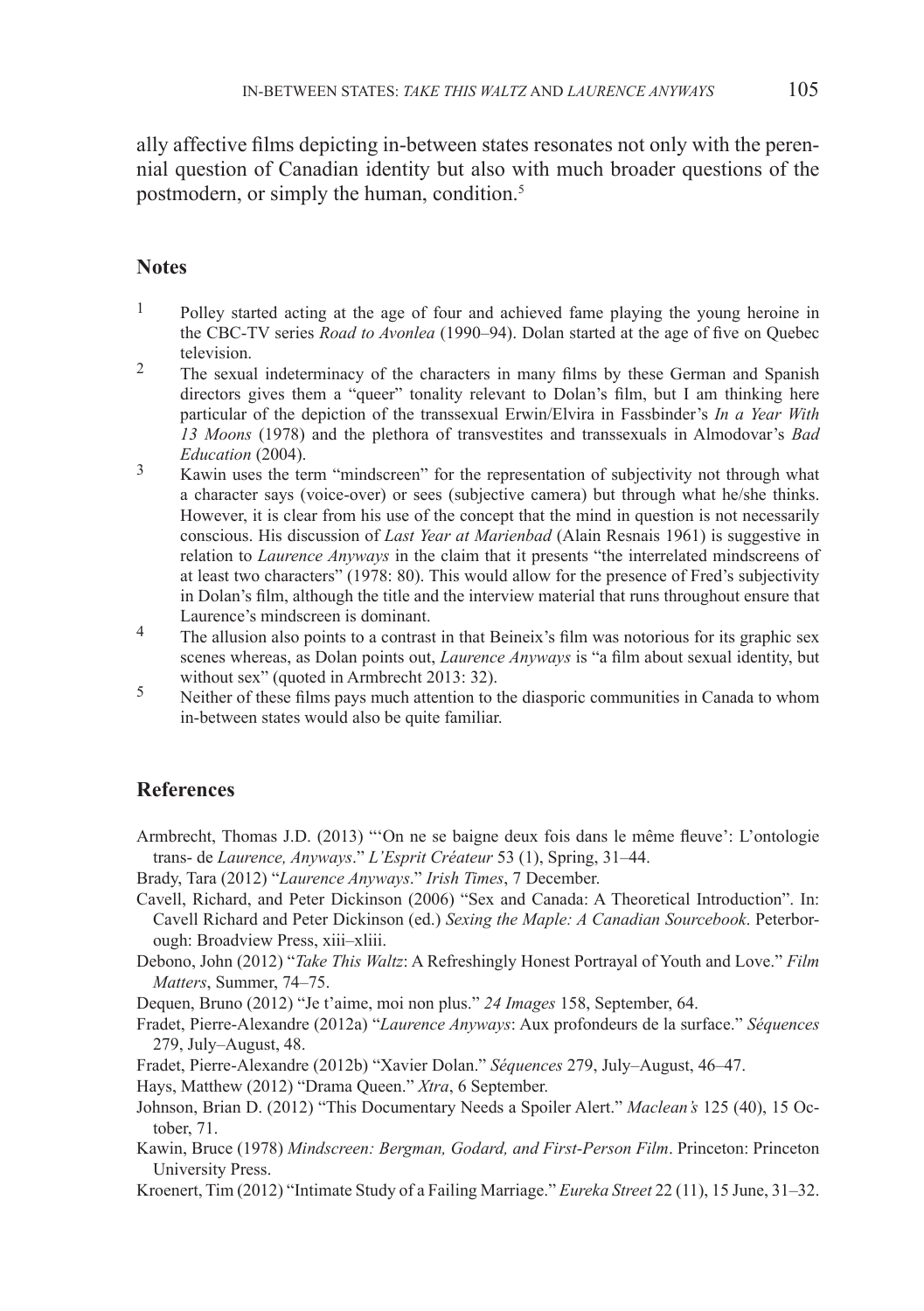ally affective films depicting in-between states resonates not only with the perennial question of Canadian identity but also with much broader questions of the postmodern, or simply the human, condition.[5]

## Notes

1. Polley started acting at the age of four and achieved fame playing the young heroine in the CBC-TV series *Road to Avonlea* (1990–94). Dolan started at the age of five on Quebec television.
2. The sexual indeterminacy of the characters in many films by these German and Spanish directors gives them a "queer" tonality relevant to Dolan's film, but I am thinking here particular of the depiction of the transsexual Erwin/Elvira in Fassbinder's *In a Year With 13 Moons* (1978) and the plethora of transvestites and transsexuals in Almodovar's *Bad Education* (2004).
3. Kawin uses the term "mindscreen" for the representation of subjectivity not through what a character says (voice-over) or sees (subjective camera) but through what he/she thinks. However, it is clear from his use of the concept that the mind in question is not necessarily conscious. His discussion of *Last Year at Marienbad* (Alain Resnais 1961) is suggestive in relation to *Laurence Anyways* in the claim that it presents "the interrelated mindscreens of at least two characters" (1978: 80). This would allow for the presence of Fred's subjectivity in Dolan's film, although the title and the interview material that runs throughout ensure that Laurence's mindscreen is dominant.
4. The allusion also points to a contrast in that Beineix's film was notorious for its graphic sex scenes whereas, as Dolan points out, *Laurence Anyways* is "a film about sexual identity, but without sex" (quoted in Armbrecht 2013: 32).
5. Neither of these films pays much attention to the diasporic communities in Canada to whom in-between states would also be quite familiar.

## References

Armbrecht, Thomas J.D. (2013) "'On ne se baigne deux fois dans le même fleuve': L'ontologie trans- de *Laurence, Anyways*." *L'Esprit Créateur* 53 (1), Spring, 31–44.

Brady, Tara (2012) "*Laurence Anyways*." *Irish Times*, 7 December.

Cavell, Richard, and Peter Dickinson (2006) "Sex and Canada: A Theoretical Introduction". In: Cavell Richard and Peter Dickinson (ed.) *Sexing the Maple: A Canadian Sourcebook*. Peterborough: Broadview Press, xiii–xliii.

Debono, John (2012) "*Take This Waltz*: A Refreshingly Honest Portrayal of Youth and Love." *Film Matters*, Summer, 74–75.

Dequen, Bruno (2012) "Je t'aime, moi non plus." *24 Images* 158, September, 64.

Fradet, Pierre-Alexandre (2012a) "*Laurence Anyways*: Aux profondeurs de la surface." *Séquences* 279, July–August, 48.

Fradet, Pierre-Alexandre (2012b) "Xavier Dolan." *Séquences* 279, July–August, 46–47.

Hays, Matthew (2012) "Drama Queen." *Xtra*, 6 September.

Johnson, Brian D. (2012) "This Documentary Needs a Spoiler Alert." *Maclean's* 125 (40), 15 October, 71.

Kawin, Bruce (1978) *Mindscreen: Bergman, Godard, and First-Person Film*. Princeton: Princeton University Press.

Kroenert, Tim (2012) "Intimate Study of a Failing Marriage." *Eureka Street* 22 (11), 15 June, 31–32.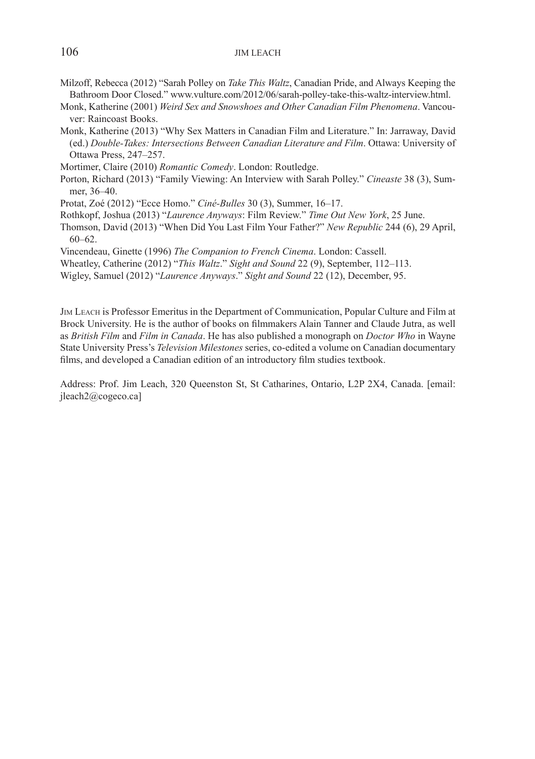Milzoff, Rebecca (2012) "Sarah Polley on *Take This Waltz*, Canadian Pride, and Always Keeping the Bathroom Door Closed." www.vulture.com/2012/06/sarah-polley-take-this-waltz-interview.html.

Monk, Katherine (2001) *Weird Sex and Snowshoes and Other Canadian Film Phenomena*. Vancouver: Raincoast Books.

Monk, Katherine (2013) "Why Sex Matters in Canadian Film and Literature." In: Jarraway, David (ed.) *Double-Takes: Intersections Between Canadian Literature and Film*. Ottawa: University of Ottawa Press, 247–257.

Mortimer, Claire (2010) *Romantic Comedy*. London: Routledge.

Porton, Richard (2013) "Family Viewing: An Interview with Sarah Polley." *Cineaste* 38 (3), Summer, 36–40.

Protat, Zoé (2012) "Ecce Homo." *Ciné-Bulles* 30 (3), Summer, 16–17.

Rothkopf, Joshua (2013) "*Laurence Anyways*: Film Review." *Time Out New York*, 25 June.

Thomson, David (2013) "When Did You Last Film Your Father?" *New Republic* 244 (6), 29 April, 60–62.

Vincendeau, Ginette (1996) *The Companion to French Cinema*. London: Cassell.

Wheatley, Catherine (2012) "*This Waltz*." *Sight and Sound* 22 (9), September, 112–113.

Wigley, Samuel (2012) "*Laurence Anyways*." *Sight and Sound* 22 (12), December, 95.

Jim Leach is Professor Emeritus in the Department of Communication, Popular Culture and Film at Brock University. He is the author of books on filmmakers Alain Tanner and Claude Jutra, as well as *British Film* and *Film in Canada*. He has also published a monograph on *Doctor Who* in Wayne State University Press's *Television Milestones* series, co-edited a volume on Canadian documentary films, and developed a Canadian edition of an introductory film studies textbook.

Address: Prof. Jim Leach, 320 Queenston St, St Catharines, Ontario, L2P 2X4, Canada. [email: jleach2@cogeco.ca]